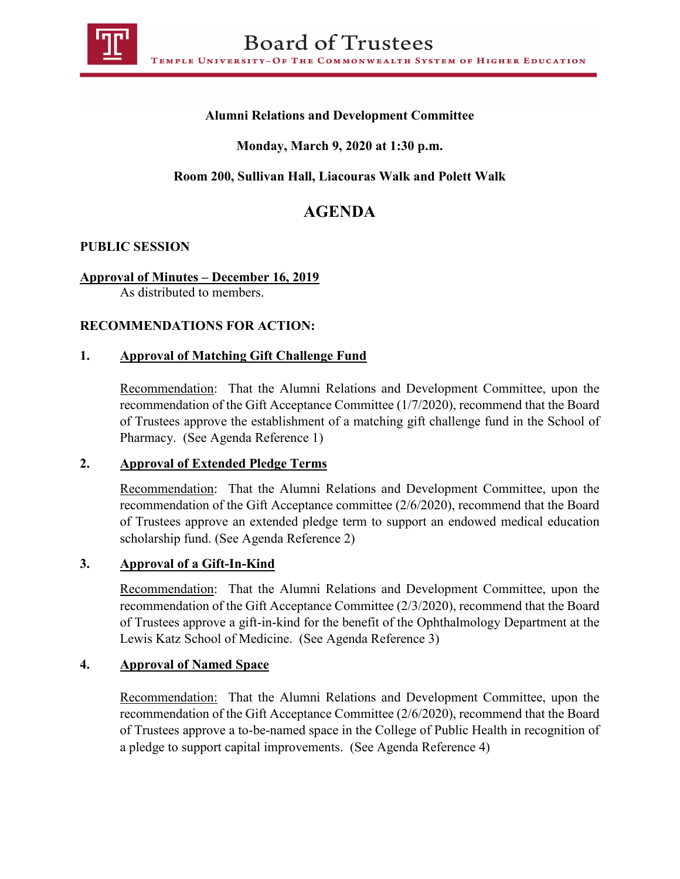# Board of Trustees

TEMPLE UNIVERSITY–OF THE COMMONWEALTH SYSTEM OF HIGHER EDUCATION

**Alumni Relations and Development Committee**

**Monday, March 9, 2020 at 1:30 p.m.**

**Room 200, Sullivan Hall, Liacouras Walk and Polett Walk**

## AGENDA

**PUBLIC SESSION**

**Approval of Minutes – December 16, 2019**

As distributed to members.

**RECOMMENDATIONS FOR ACTION:**

**1. Approval of Matching Gift Challenge Fund**

Recommendation: That the Alumni Relations and Development Committee, upon the recommendation of the Gift Acceptance Committee (1/7/2020), recommend that the Board of Trustees approve the establishment of a matching gift challenge fund in the School of Pharmacy. (See Agenda Reference 1)

**2. Approval of Extended Pledge Terms**

Recommendation: That the Alumni Relations and Development Committee, upon the recommendation of the Gift Acceptance committee (2/6/2020), recommend that the Board of Trustees approve an extended pledge term to support an endowed medical education scholarship fund. (See Agenda Reference 2)

**3. Approval of a Gift-In-Kind**

Recommendation: That the Alumni Relations and Development Committee, upon the recommendation of the Gift Acceptance Committee (2/3/2020), recommend that the Board of Trustees approve a gift-in-kind for the benefit of the Ophthalmology Department at the Lewis Katz School of Medicine. (See Agenda Reference 3)

**4. Approval of Named Space**

Recommendation: That the Alumni Relations and Development Committee, upon the recommendation of the Gift Acceptance Committee (2/6/2020), recommend that the Board of Trustees approve a to-be-named space in the College of Public Health in recognition of a pledge to support capital improvements. (See Agenda Reference 4)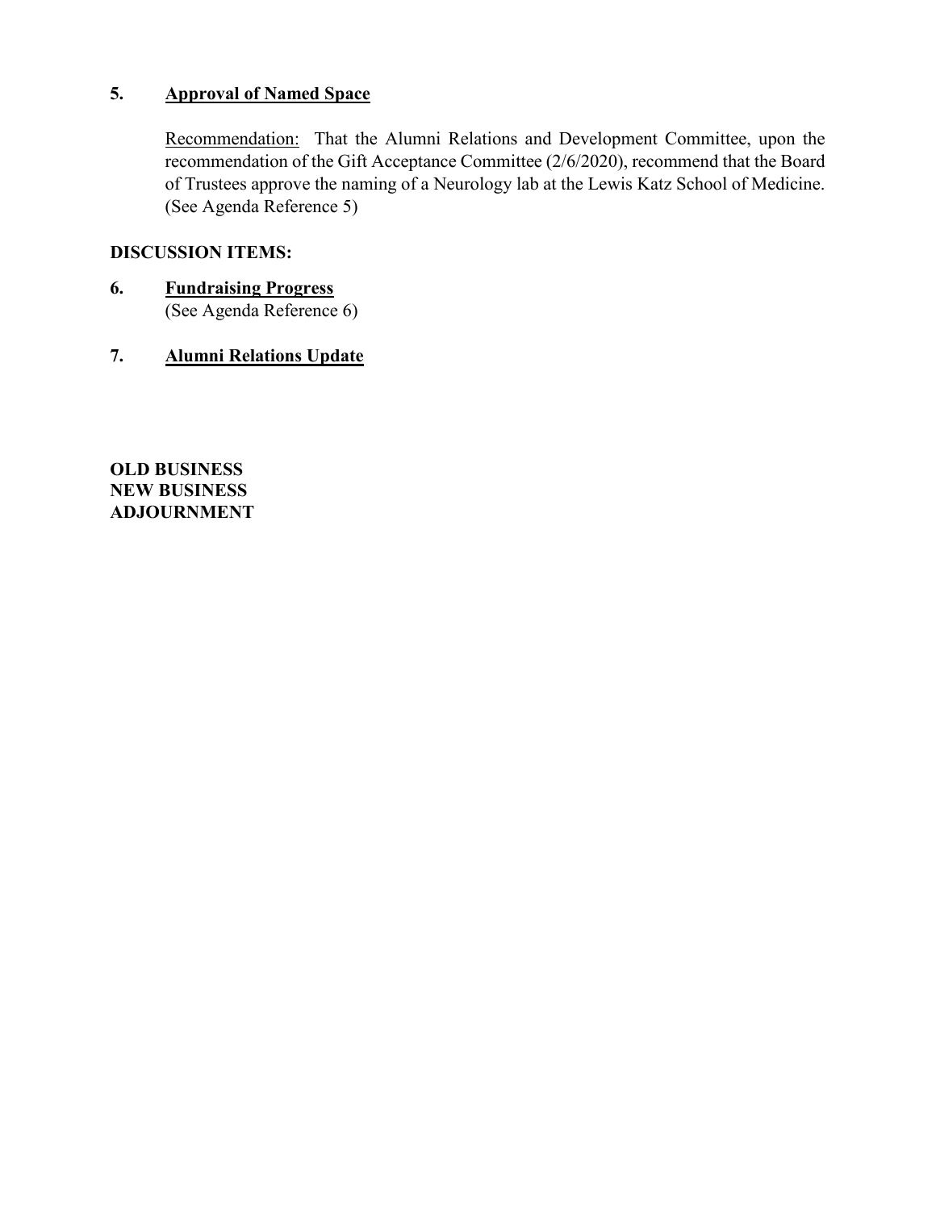**5. Approval of Named Space**

Recommendation: That the Alumni Relations and Development Committee, upon the recommendation of the Gift Acceptance Committee (2/6/2020), recommend that the Board of Trustees approve the naming of a Neurology lab at the Lewis Katz School of Medicine. (See Agenda Reference 5)

**DISCUSSION ITEMS:**

**6. Fundraising Progress**
(See Agenda Reference 6)

**7. Alumni Relations Update**

**OLD BUSINESS**
**NEW BUSINESS**
**ADJOURNMENT**